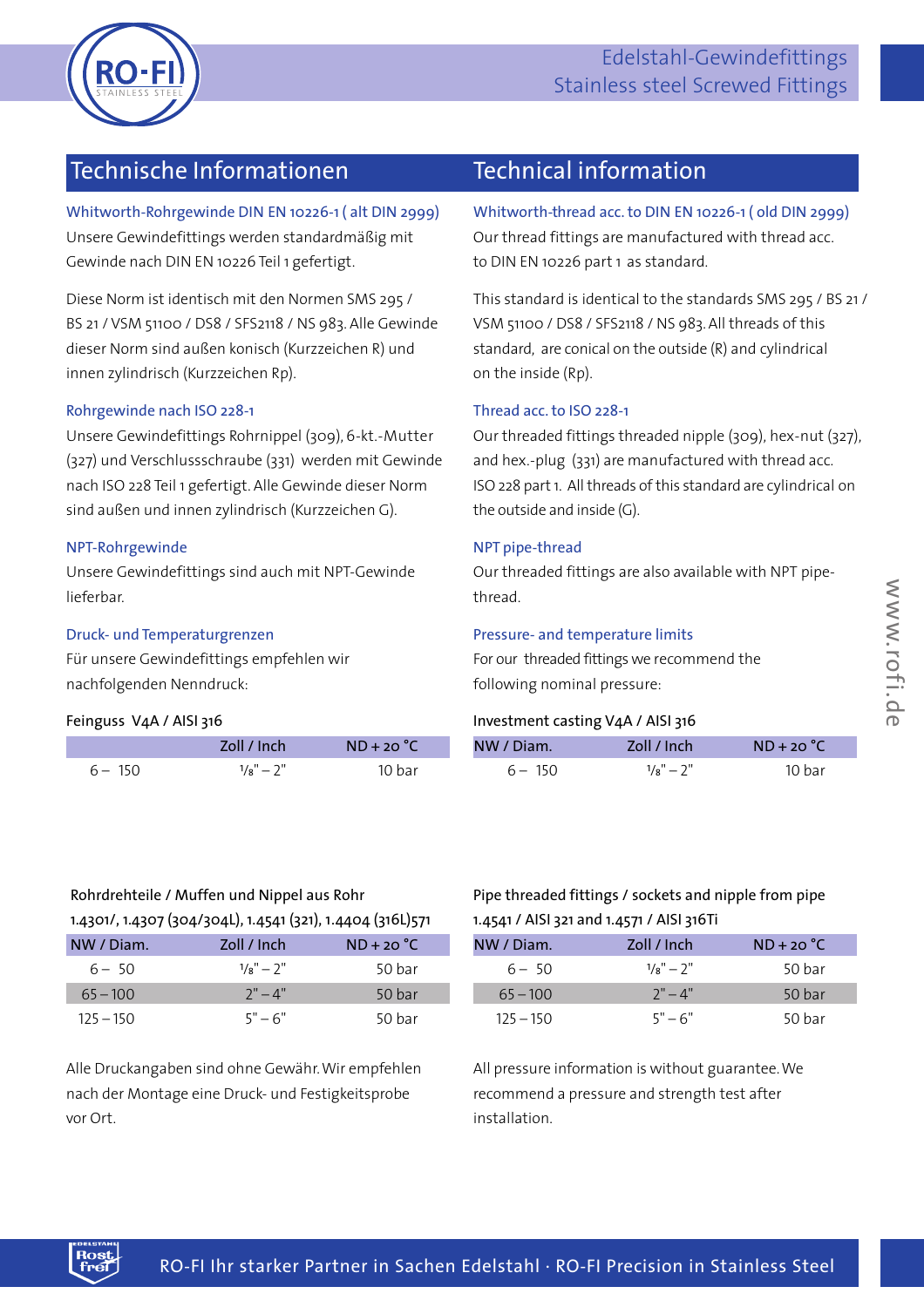# Edelstahl-Gewindefittings
# Stainless steel Screwed Fittings

## Technische Informationen

### Whitworth-Rohrgewinde DIN EN 10226-1 ( alt DIN 2999)

Unsere Gewindefittings werden standardmäßig mit Gewinde nach DIN EN 10226 Teil 1 gefertigt.

Diese Norm ist identisch mit den Normen SMS 295 / BS 21 / VSM 51100 / DS8 / SFS2118 / NS 983. Alle Gewinde dieser Norm sind außen konisch (Kurzzeichen R) und innen zylindrisch (Kurzzeichen Rp).

### Rohrgewinde nach ISO 228-1

Unsere Gewindefittings Rohrnippel (309), 6-kt.-Mutter (327) und Verschlussschraube (331) werden mit Gewinde nach ISO 228 Teil 1 gefertigt. Alle Gewinde dieser Norm sind außen und innen zylindrisch (Kurzzeichen G).

### NPT-Rohrgewinde

Unsere Gewindefittings sind auch mit NPT-Gewinde lieferbar.

### Druck- und Temperaturgrenzen

Für unsere Gewindefittings empfehlen wir nachfolgenden Nenndruck:

Feinguss V4A / AISI 316

| | Zoll / Inch | ND + 20 °C |
|---|---|---|
| 6 – 150 | 1/8" – 2" | 10 bar |

Rohrdrehteile / Muffen und Nippel aus Rohr
1.4301/, 1.4307 (304/304L), 1.4541 (321), 1.4404 (316L)571

| NW / Diam. | Zoll / Inch | ND + 20 °C |
|---|---|---|
| 6 – 50 | 1/8" – 2" | 50 bar |
| 65 – 100 | 2" – 4" | 50 bar |
| 125 – 150 | 5" – 6" | 50 bar |

Alle Druckangaben sind ohne Gewähr. Wir empfehlen nach der Montage eine Druck- und Festigkeitsprobe vor Ort.

## Technical information

### Whitworth-thread acc. to DIN EN 10226-1 ( old DIN 2999)

Our thread fittings are manufactured with thread acc. to DIN EN 10226 part 1 as standard.

This standard is identical to the standards SMS 295 / BS 21 / VSM 51100 / DS8 / SFS2118 / NS 983. All threads of this standard, are conical on the outside (R) and cylindrical on the inside (Rp).

### Thread acc. to ISO 228-1

Our threaded fittings threaded nipple (309), hex-nut (327), and hex.-plug (331) are manufactured with thread acc. ISO 228 part 1. All threads of this standard are cylindrical on the outside and inside (G).

### NPT pipe-thread

Our threaded fittings are also available with NPT pipe-thread.

### Pressure- and temperature limits

For our threaded fittings we recommend the following nominal pressure:

Investment casting V4A / AISI 316

| NW / Diam. | Zoll / Inch | ND + 20 °C |
|---|---|---|
| 6 – 150 | 1/8" – 2" | 10 bar |

Pipe threaded fittings / sockets and nipple from pipe
1.4541 / AISI 321 and 1.4571 / AISI 316Ti

| NW / Diam. | Zoll / Inch | ND + 20 °C |
|---|---|---|
| 6 – 50 | 1/8" – 2" | 50 bar |
| 65 – 100 | 2" – 4" | 50 bar |
| 125 – 150 | 5" – 6" | 50 bar |

All pressure information is without guarantee. We recommend a pressure and strength test after installation.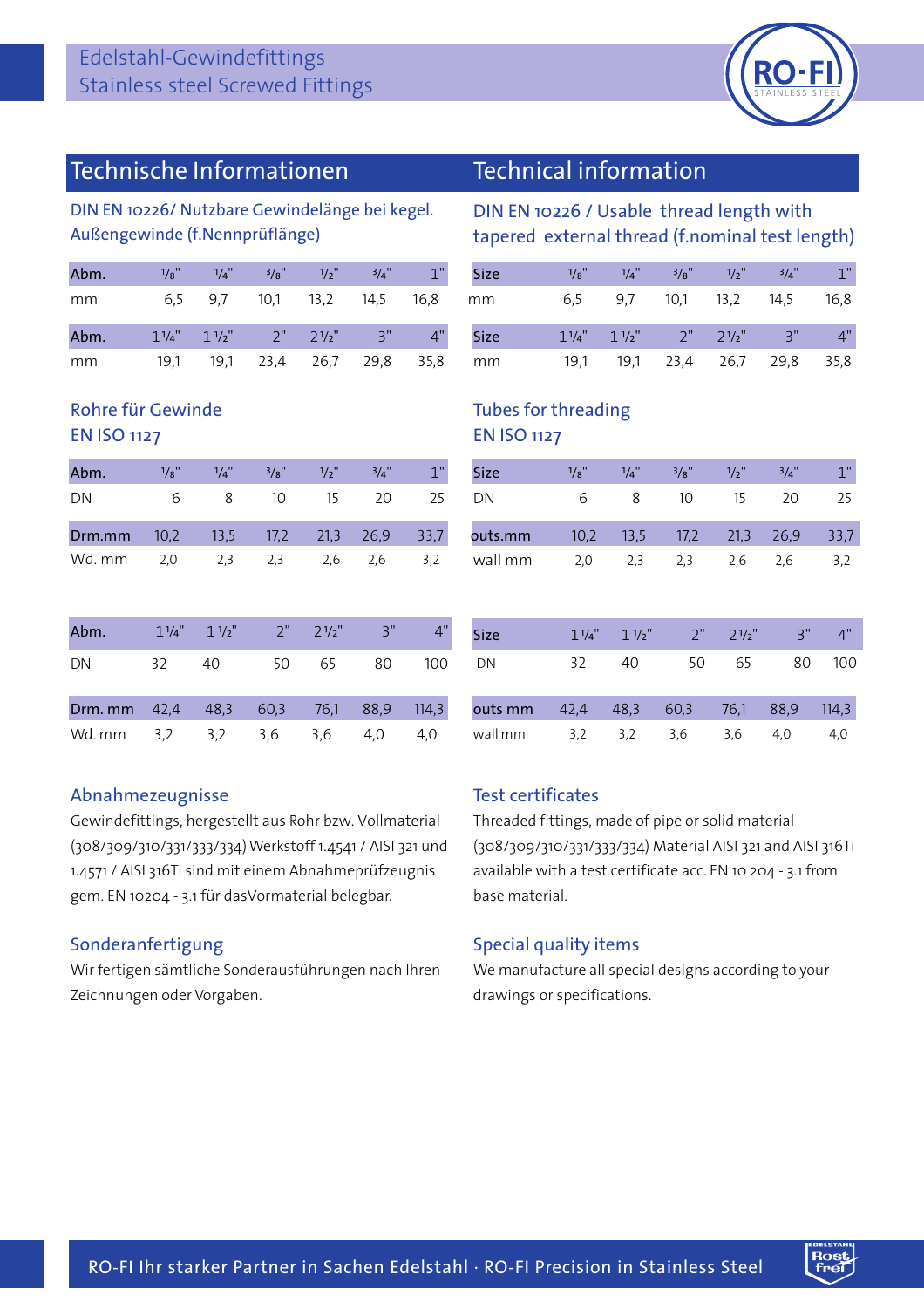Edelstahl-Gewindefittings
Stainless steel Screwed Fittings

## Technische Informationen

### DIN EN 10226/ Nutzbare Gewindelänge bei kegel. Außengewinde (f.Nennprüflänge)

| Abm. | 1/8" | 1/4" | 3/8" | 1/2" | 3/4" | 1" |
|---|---|---|---|---|---|---|
| mm | 6,5 | 9,7 | 10,1 | 13,2 | 14,5 | 16,8 |
| **Abm.** | 1 1/4" | 1 1/2" | 2" | 2 1/2" | 3" | 4" |
| mm | 19,1 | 19,1 | 23,4 | 26,7 | 29,8 | 35,8 |

### Rohre für Gewinde EN ISO 1127

| Abm. | 1/8" | 1/4" | 3/8" | 1/2" | 3/4" | 1" |
|---|---|---|---|---|---|---|
| DN | 6 | 8 | 10 | 15 | 20 | 25 |
| **Drm.mm** | 10,2 | 13,5 | 17,2 | 21,3 | 26,9 | 33,7 |
| Wd. mm | 2,0 | 2,3 | 2,3 | 2,6 | 2,6 | 3,2 |

| Abm. | 1 1/4" | 1 1/2" | 2" | 2 1/2" | 3" | 4" |
|---|---|---|---|---|---|---|
| DN | 32 | 40 | 50 | 65 | 80 | 100 |
| **Drm. mm** | 42,4 | 48,3 | 60,3 | 76,1 | 88,9 | 114,3 |
| Wd. mm | 3,2 | 3,2 | 3,6 | 3,6 | 4,0 | 4,0 |

### Abnahmezeugnisse

Gewindefittings, hergestellt aus Rohr bzw. Vollmaterial (308/309/310/331/333/334) Werkstoff 1.4541 / AISI 321 und 1.4571 / AISI 316Ti sind mit einem Abnahmeprüfzeugnis gem. EN 10204 - 3.1 für dasVormaterial belegbar.

### Sonderanfertigung

Wir fertigen sämtliche Sonderausführungen nach Ihren Zeichnungen oder Vorgaben.

## Technical information

### DIN EN 10226 / Usable thread length with tapered external thread (f.nominal test length)

| Size | 1/8" | 1/4" | 3/8" | 1/2" | 3/4" | 1" |
|---|---|---|---|---|---|---|
| mm | 6,5 | 9,7 | 10,1 | 13,2 | 14,5 | 16,8 |
| **Size** | 1 1/4" | 1 1/2" | 2" | 2 1/2" | 3" | 4" |
| mm | 19,1 | 19,1 | 23,4 | 26,7 | 29,8 | 35,8 |

### Tubes for threading EN ISO 1127

| Size | 1/8" | 1/4" | 3/8" | 1/2" | 3/4" | 1" |
|---|---|---|---|---|---|---|
| DN | 6 | 8 | 10 | 15 | 20 | 25 |
| **outs.mm** | 10,2 | 13,5 | 17,2 | 21,3 | 26,9 | 33,7 |
| wall mm | 2,0 | 2,3 | 2,3 | 2,6 | 2,6 | 3,2 |

| Size | 1 1/4" | 1 1/2" | 2" | 2 1/2" | 3" | 4" |
|---|---|---|---|---|---|---|
| DN | 32 | 40 | 50 | 65 | 80 | 100 |
| **outs mm** | 42,4 | 48,3 | 60,3 | 76,1 | 88,9 | 114,3 |
| wall mm | 3,2 | 3,2 | 3,6 | 3,6 | 4,0 | 4,0 |

### Test certificates

Threaded fittings, made of pipe or solid material (308/309/310/331/333/334) Material AISI 321 and AISI 316Ti available with a test certificate acc. EN 10 204 - 3.1 from base material.

### Special quality items

We manufacture all special designs according to your drawings or specifications.

RO-FI Ihr starker Partner in Sachen Edelstahl · RO-FI Precision in Stainless Steel